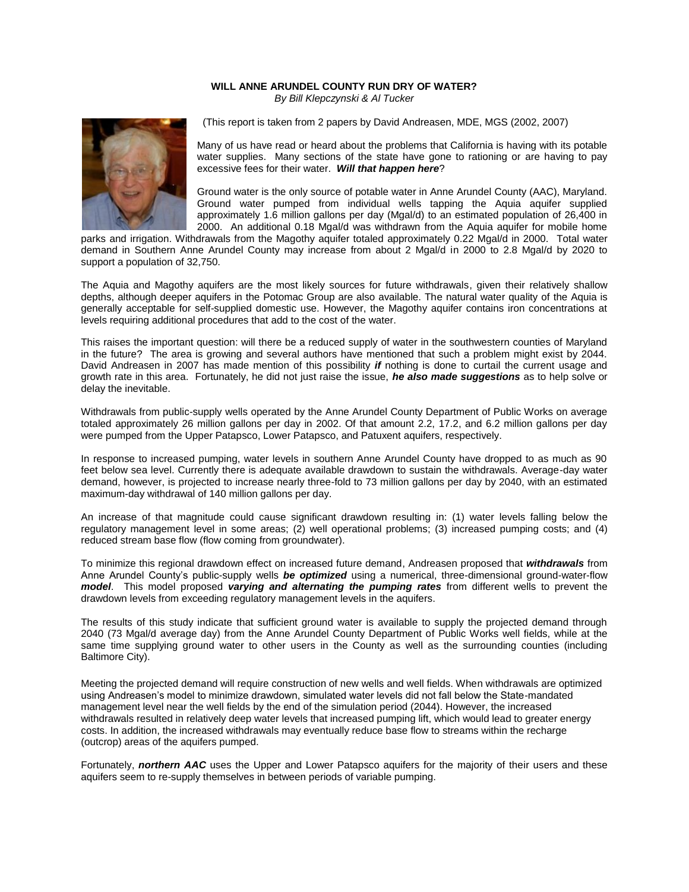**WILL ANNE ARUNDEL COUNTY RUN DRY OF WATER?**

*By Bill Klepczynski & Al Tucker*

(This report is taken from 2 papers by David Andreasen, MDE, MGS (2002, 2007)

Many of us have read or heard about the problems that California is having with its potable water supplies. Many sections of the state have gone to rationing or are having to pay excessive fees for their water. ***Will that happen here***?

Ground water is the only source of potable water in Anne Arundel County (AAC), Maryland. Ground water pumped from individual wells tapping the Aquia aquifer supplied approximately 1.6 million gallons per day (Mgal/d) to an estimated population of 26,400 in 2000. An additional 0.18 Mgal/d was withdrawn from the Aquia aquifer for mobile home parks and irrigation. Withdrawals from the Magothy aquifer totaled approximately 0.22 Mgal/d in 2000. Total water demand in Southern Anne Arundel County may increase from about 2 Mgal/d in 2000 to 2.8 Mgal/d by 2020 to support a population of 32,750.

The Aquia and Magothy aquifers are the most likely sources for future withdrawals, given their relatively shallow depths, although deeper aquifers in the Potomac Group are also available. The natural water quality of the Aquia is generally acceptable for self-supplied domestic use. However, the Magothy aquifer contains iron concentrations at levels requiring additional procedures that add to the cost of the water.

This raises the important question: will there be a reduced supply of water in the southwestern counties of Maryland in the future? The area is growing and several authors have mentioned that such a problem might exist by 2044. David Andreasen in 2007 has made mention of this possibility ***if*** nothing is done to curtail the current usage and growth rate in this area. Fortunately, he did not just raise the issue, ***he also made suggestions*** as to help solve or delay the inevitable.

Withdrawals from public-supply wells operated by the Anne Arundel County Department of Public Works on average totaled approximately 26 million gallons per day in 2002. Of that amount 2.2, 17.2, and 6.2 million gallons per day were pumped from the Upper Patapsco, Lower Patapsco, and Patuxent aquifers, respectively.

In response to increased pumping, water levels in southern Anne Arundel County have dropped to as much as 90 feet below sea level. Currently there is adequate available drawdown to sustain the withdrawals. Average-day water demand, however, is projected to increase nearly three-fold to 73 million gallons per day by 2040, with an estimated maximum-day withdrawal of 140 million gallons per day.

An increase of that magnitude could cause significant drawdown resulting in: (1) water levels falling below the regulatory management level in some areas; (2) well operational problems; (3) increased pumping costs; and (4) reduced stream base flow (flow coming from groundwater).

To minimize this regional drawdown effect on increased future demand, Andreasen proposed that ***withdrawals*** from Anne Arundel County's public-supply wells ***be optimized*** using a numerical, three-dimensional ground-water-flow ***model***. This model proposed ***varying and alternating the pumping rates*** from different wells to prevent the drawdown levels from exceeding regulatory management levels in the aquifers.

The results of this study indicate that sufficient ground water is available to supply the projected demand through 2040 (73 Mgal/d average day) from the Anne Arundel County Department of Public Works well fields, while at the same time supplying ground water to other users in the County as well as the surrounding counties (including Baltimore City).

Meeting the projected demand will require construction of new wells and well fields. When withdrawals are optimized using Andreasen's model to minimize drawdown, simulated water levels did not fall below the State-mandated management level near the well fields by the end of the simulation period (2044). However, the increased withdrawals resulted in relatively deep water levels that increased pumping lift, which would lead to greater energy costs. In addition, the increased withdrawals may eventually reduce base flow to streams within the recharge (outcrop) areas of the aquifers pumped.

Fortunately, ***northern AAC*** uses the Upper and Lower Patapsco aquifers for the majority of their users and these aquifers seem to re-supply themselves in between periods of variable pumping.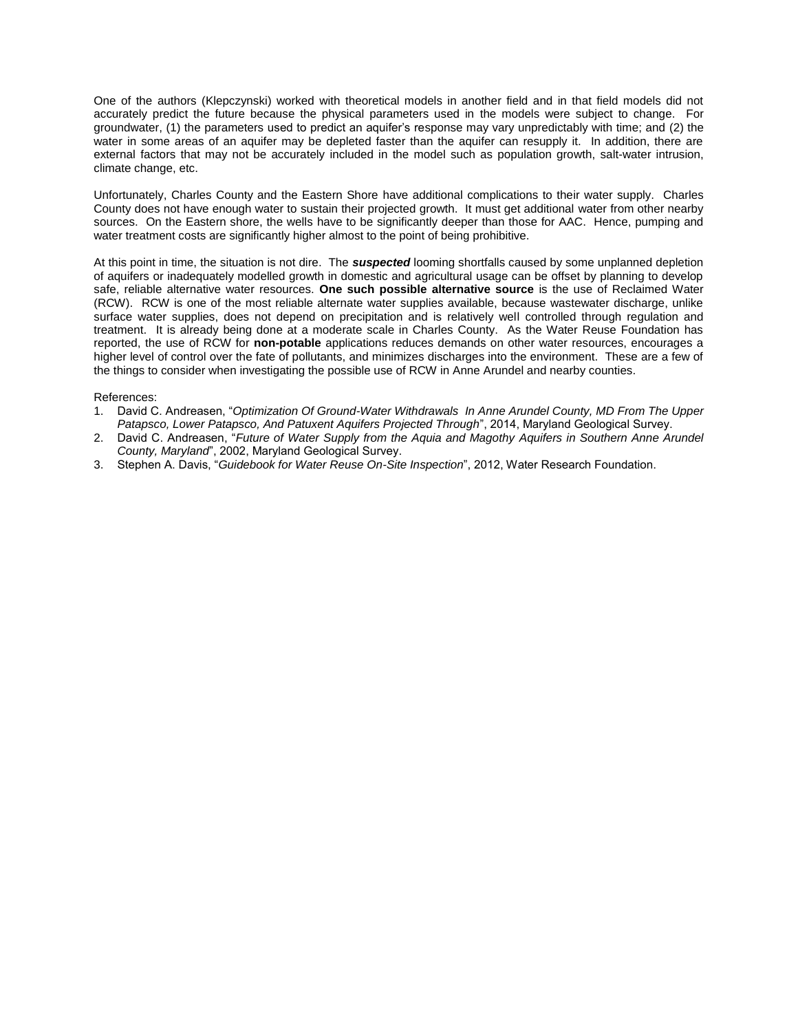One of the authors (Klepczynski) worked with theoretical models in another field and in that field models did not accurately predict the future because the physical parameters used in the models were subject to change. For groundwater, (1) the parameters used to predict an aquifer's response may vary unpredictably with time; and (2) the water in some areas of an aquifer may be depleted faster than the aquifer can resupply it. In addition, there are external factors that may not be accurately included in the model such as population growth, salt-water intrusion, climate change, etc.

Unfortunately, Charles County and the Eastern Shore have additional complications to their water supply. Charles County does not have enough water to sustain their projected growth. It must get additional water from other nearby sources. On the Eastern shore, the wells have to be significantly deeper than those for AAC. Hence, pumping and water treatment costs are significantly higher almost to the point of being prohibitive.

At this point in time, the situation is not dire. The ***suspected*** looming shortfalls caused by some unplanned depletion of aquifers or inadequately modelled growth in domestic and agricultural usage can be offset by planning to develop safe, reliable alternative water resources. **One such possible alternative source** is the use of Reclaimed Water (RCW). RCW is one of the most reliable alternate water supplies available, because wastewater discharge, unlike surface water supplies, does not depend on precipitation and is relatively well controlled through regulation and treatment. It is already being done at a moderate scale in Charles County. As the Water Reuse Foundation has reported, the use of RCW for **non-potable** applications reduces demands on other water resources, encourages a higher level of control over the fate of pollutants, and minimizes discharges into the environment. These are a few of the things to consider when investigating the possible use of RCW in Anne Arundel and nearby counties.

References:

1. David C. Andreasen, "*Optimization Of Ground-Water Withdrawals In Anne Arundel County, MD From The Upper Patapsco, Lower Patapsco, And Patuxent Aquifers Projected Through*", 2014, Maryland Geological Survey.
2. David C. Andreasen, "*Future of Water Supply from the Aquia and Magothy Aquifers in Southern Anne Arundel County, Maryland*", 2002, Maryland Geological Survey.
3. Stephen A. Davis, "*Guidebook for Water Reuse On-Site Inspection*", 2012, Water Research Foundation.